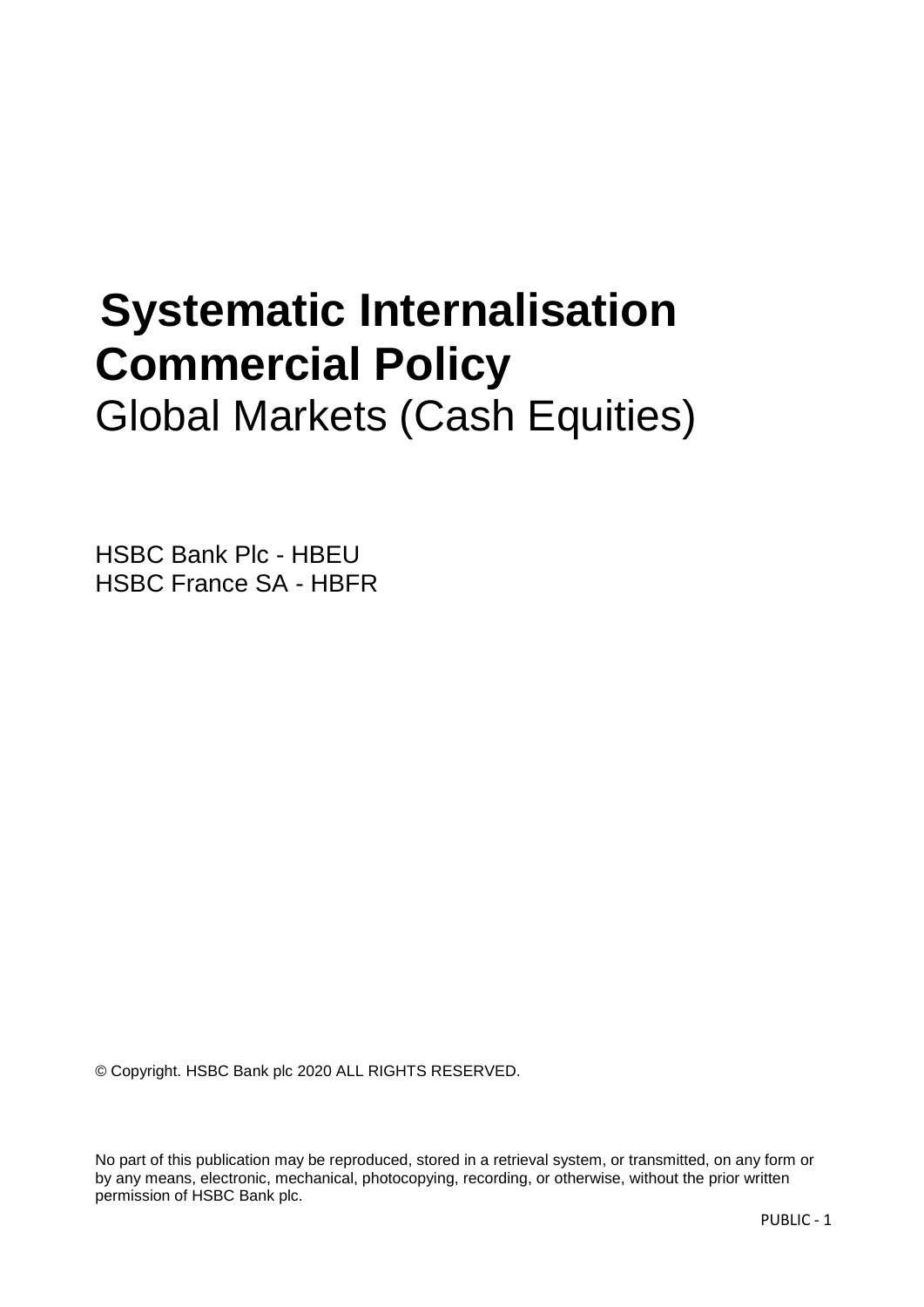# Systematic Internalisation Commercial Policy

## Global Markets (Cash Equities)

HSBC Bank Plc - HBEU
HSBC France SA - HBFR

© Copyright. HSBC Bank plc 2020 ALL RIGHTS RESERVED.

No part of this publication may be reproduced, stored in a retrieval system, or transmitted, on any form or by any means, electronic, mechanical, photocopying, recording, or otherwise, without the prior written permission of HSBC Bank plc.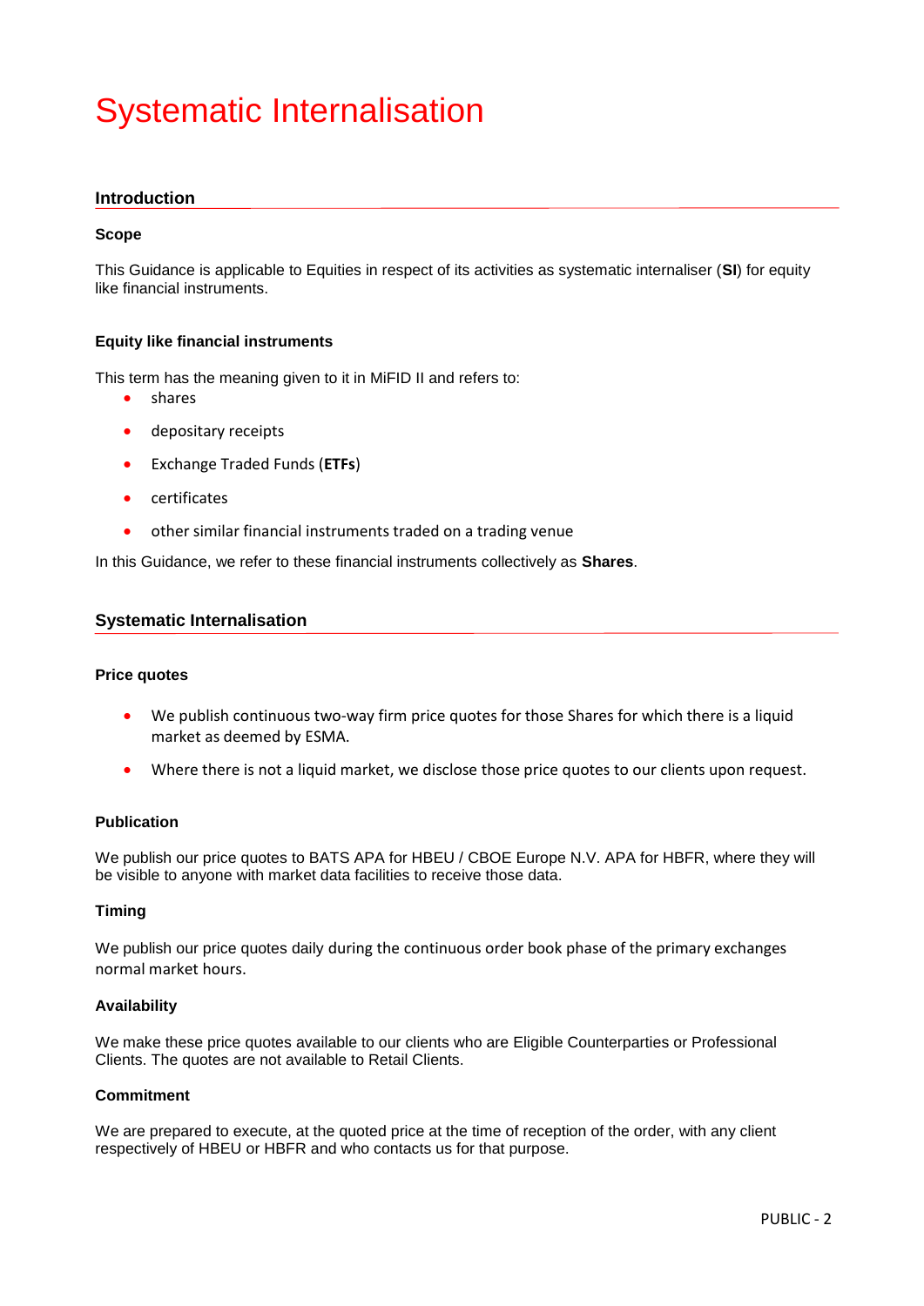# Systematic Internalisation

## Introduction

### Scope

This Guidance is applicable to Equities in respect of its activities as systematic internaliser (**SI**) for equity like financial instruments.

### Equity like financial instruments

This term has the meaning given to it in MiFID II and refers to:

- shares
- depositary receipts
- Exchange Traded Funds (**ETFs**)
- certificates
- other similar financial instruments traded on a trading venue

In this Guidance, we refer to these financial instruments collectively as **Shares**.

## Systematic Internalisation

### Price quotes

- We publish continuous two-way firm price quotes for those Shares for which there is a liquid market as deemed by ESMA.
- Where there is not a liquid market, we disclose those price quotes to our clients upon request.

### Publication

We publish our price quotes to BATS APA for HBEU / CBOE Europe N.V. APA for HBFR, where they will be visible to anyone with market data facilities to receive those data.

### Timing

We publish our price quotes daily during the continuous order book phase of the primary exchanges normal market hours.

### Availability

We make these price quotes available to our clients who are Eligible Counterparties or Professional Clients. The quotes are not available to Retail Clients.

### Commitment

We are prepared to execute, at the quoted price at the time of reception of the order, with any client respectively of HBEU or HBFR and who contacts us for that purpose.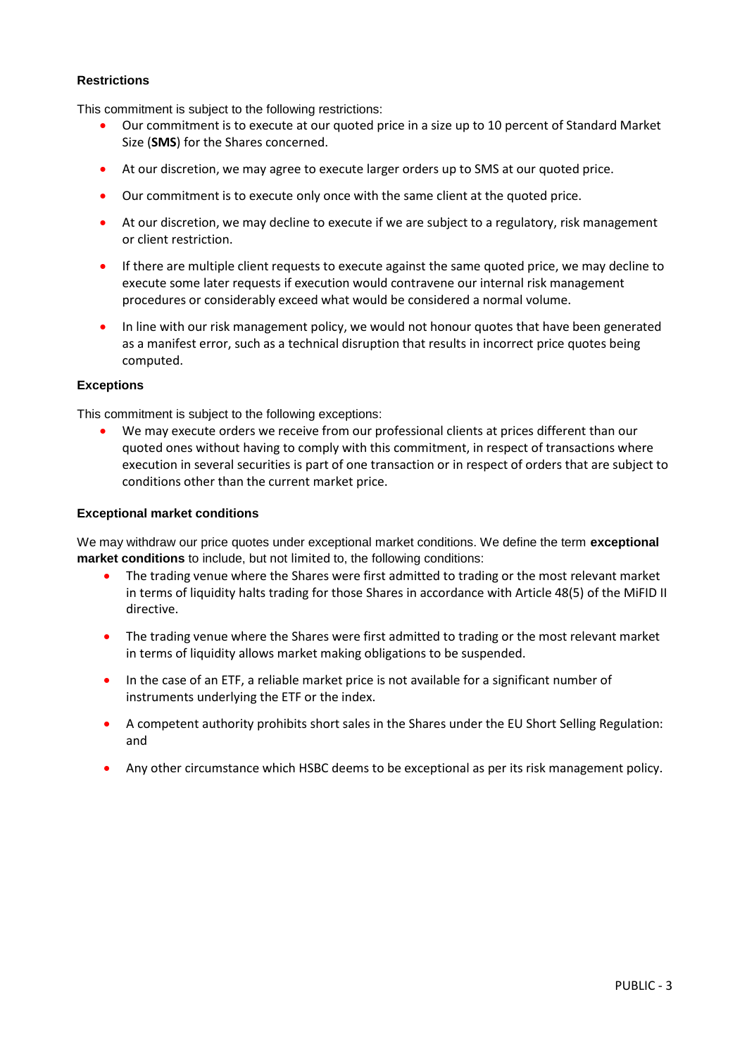### Restrictions

This commitment is subject to the following restrictions:

- Our commitment is to execute at our quoted price in a size up to 10 percent of Standard Market Size (**SMS**) for the Shares concerned.
- At our discretion, we may agree to execute larger orders up to SMS at our quoted price.
- Our commitment is to execute only once with the same client at the quoted price.
- At our discretion, we may decline to execute if we are subject to a regulatory, risk management or client restriction.
- If there are multiple client requests to execute against the same quoted price, we may decline to execute some later requests if execution would contravene our internal risk management procedures or considerably exceed what would be considered a normal volume.
- In line with our risk management policy, we would not honour quotes that have been generated as a manifest error, such as a technical disruption that results in incorrect price quotes being computed.

### Exceptions

This commitment is subject to the following exceptions:

- We may execute orders we receive from our professional clients at prices different than our quoted ones without having to comply with this commitment, in respect of transactions where execution in several securities is part of one transaction or in respect of orders that are subject to conditions other than the current market price.

### Exceptional market conditions

We may withdraw our price quotes under exceptional market conditions. We define the term **exceptional market conditions** to include, but not limited to, the following conditions:

- The trading venue where the Shares were first admitted to trading or the most relevant market in terms of liquidity halts trading for those Shares in accordance with Article 48(5) of the MiFID II directive.
- The trading venue where the Shares were first admitted to trading or the most relevant market in terms of liquidity allows market making obligations to be suspended.
- In the case of an ETF, a reliable market price is not available for a significant number of instruments underlying the ETF or the index.
- A competent authority prohibits short sales in the Shares under the EU Short Selling Regulation: and
- Any other circumstance which HSBC deems to be exceptional as per its risk management policy.